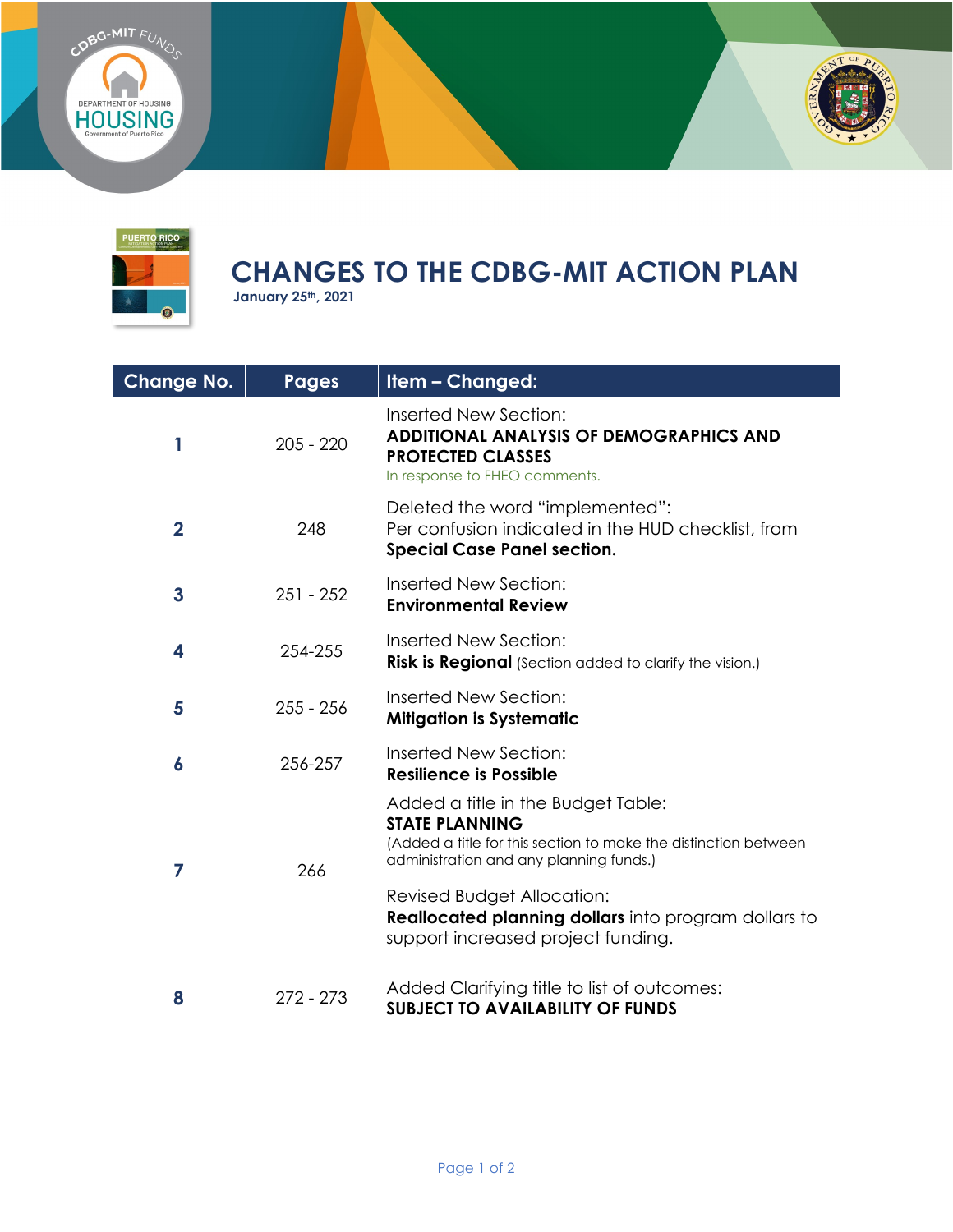# CHANGES TO THE CDBG-MIT ACTION PLAN

**January 25th, 2021**

| Change No. | Pages | Item – Changed: |
| --- | --- | --- |
| **1** | 205 - 220 | Inserted New Section: **ADDITIONAL ANALYSIS OF DEMOGRAPHICS AND PROTECTED CLASSES** In response to FHEO comments. |
| **2** | 248 | Deleted the word "implemented": Per confusion indicated in the HUD checklist, from **Special Case Panel section.** |
| **3** | 251 - 252 | Inserted New Section: **Environmental Review** |
| **4** | 254-255 | Inserted New Section: **Risk is Regional** (Section added to clarify the vision.) |
| **5** | 255 - 256 | Inserted New Section: **Mitigation is Systematic** |
| **6** | 256-257 | Inserted New Section: **Resilience is Possible** |
| **7** | 266 | Added a title in the Budget Table: **STATE PLANNING** (Added a title for this section to make the distinction between administration and any planning funds.) Revised Budget Allocation: **Reallocated planning dollars** into program dollars to support increased project funding. |
| **8** | 272 - 273 | Added Clarifying title to list of outcomes: **SUBJECT TO AVAILABILITY OF FUNDS** |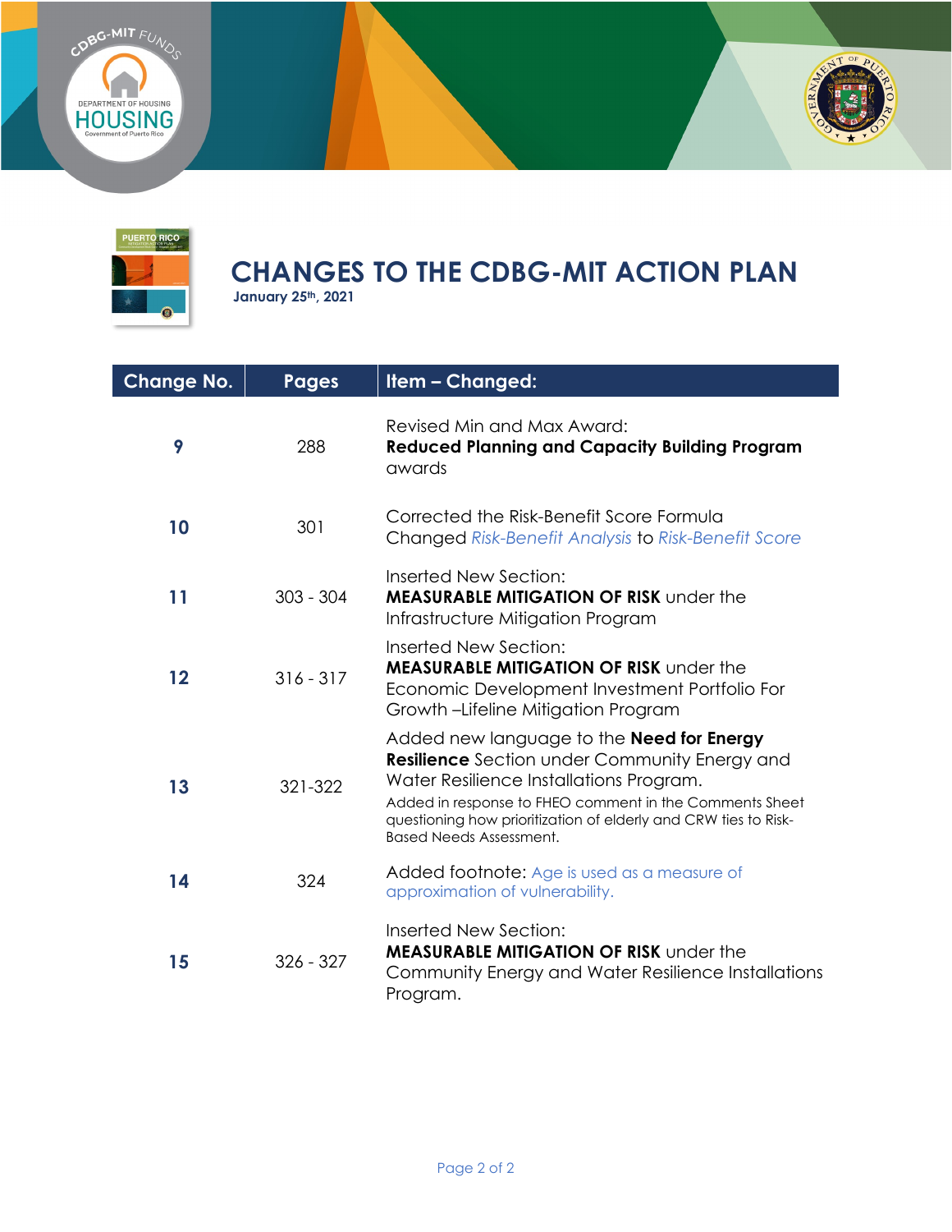# CHANGES TO THE CDBG-MIT ACTION PLAN

**January 25th, 2021**

| Change No. | Pages | Item – Changed: |
|---|---|---|
| **9** | 288 | Revised Min and Max Award: **Reduced Planning and Capacity Building Program** awards |
| **10** | 301 | Corrected the Risk-Benefit Score Formula Changed *Risk-Benefit Analysis* to *Risk-Benefit Score* |
| **11** | 303 - 304 | Inserted New Section: **MEASURABLE MITIGATION OF RISK** under the Infrastructure Mitigation Program |
| **12** | 316 - 317 | Inserted New Section: **MEASURABLE MITIGATION OF RISK** under the Economic Development Investment Portfolio For Growth –Lifeline Mitigation Program |
| **13** | 321-322 | Added new language to the **Need for Energy Resilience** Section under Community Energy and Water Resilience Installations Program. Added in response to FHEO comment in the Comments Sheet questioning how prioritization of elderly and CRW ties to Risk-Based Needs Assessment. |
| **14** | 324 | Added footnote: Age is used as a measure of approximation of vulnerability. |
| **15** | 326 - 327 | Inserted New Section: **MEASURABLE MITIGATION OF RISK** under the Community Energy and Water Resilience Installations Program. |